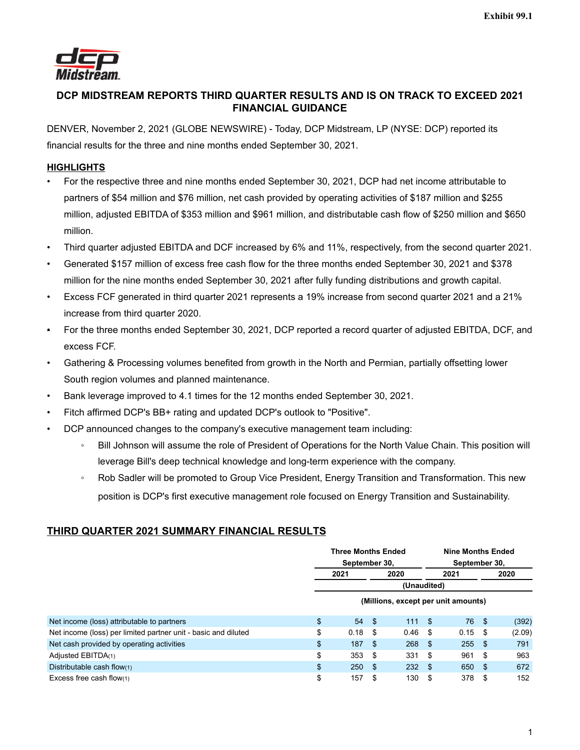Exhibit 99.1

# DCP MIDSTREAM REPORTS THIRD QUARTER RESULTS AND IS ON TRACK TO EXCEED 2021 FINANCIAL GUIDANCE

DENVER, November 2, 2021 (GLOBE NEWSWIRE) - Today, DCP Midstream, LP (NYSE: DCP) reported its financial results for the three and nine months ended September 30, 2021.

## HIGHLIGHTS

- For the respective three and nine months ended September 30, 2021, DCP had net income attributable to partners of $54 million and $76 million, net cash provided by operating activities of $187 million and $255 million, adjusted EBITDA of $353 million and $961 million, and distributable cash flow of $250 million and $650 million.
- Third quarter adjusted EBITDA and DCF increased by 6% and 11%, respectively, from the second quarter 2021.
- Generated $157 million of excess free cash flow for the three months ended September 30, 2021 and $378 million for the nine months ended September 30, 2021 after fully funding distributions and growth capital.
- Excess FCF generated in third quarter 2021 represents a 19% increase from second quarter 2021 and a 21% increase from third quarter 2020.
- For the three months ended September 30, 2021, DCP reported a record quarter of adjusted EBITDA, DCF, and excess FCF.
- Gathering & Processing volumes benefited from growth in the North and Permian, partially offsetting lower South region volumes and planned maintenance.
- Bank leverage improved to 4.1 times for the 12 months ended September 30, 2021.
- Fitch affirmed DCP's BB+ rating and updated DCP's outlook to "Positive".
- DCP announced changes to the company's executive management team including:
  - Bill Johnson will assume the role of President of Operations for the North Value Chain. This position will leverage Bill's deep technical knowledge and long-term experience with the company.
  - Rob Sadler will be promoted to Group Vice President, Energy Transition and Transformation. This new position is DCP's first executive management role focused on Energy Transition and Sustainability.

## THIRD QUARTER 2021 SUMMARY FINANCIAL RESULTS

| | Three Months Ended September 30, | | Nine Months Ended September 30, | |
|---|---|---|---|---|
| | 2021 | 2020 | 2021 | 2020 |
| | (Unaudited) | | | |
| | (Millions, except per unit amounts) | | | |
| Net income (loss) attributable to partners | $ 54 | $ 111 | $ 76 | $ (392) |
| Net income (loss) per limited partner unit - basic and diluted | $ 0.18 | $ 0.46 | $ 0.15 | $ (2.09) |
| Net cash provided by operating activities | $ 187 | $ 268 | $ 255 | $ 791 |
| Adjusted EBITDA(1) | $ 353 | $ 331 | $ 961 | $ 963 |
| Distributable cash flow(1) | $ 250 | $ 232 | $ 650 | $ 672 |
| Excess free cash flow(1) | $ 157 | $ 130 | $ 378 | $ 152 |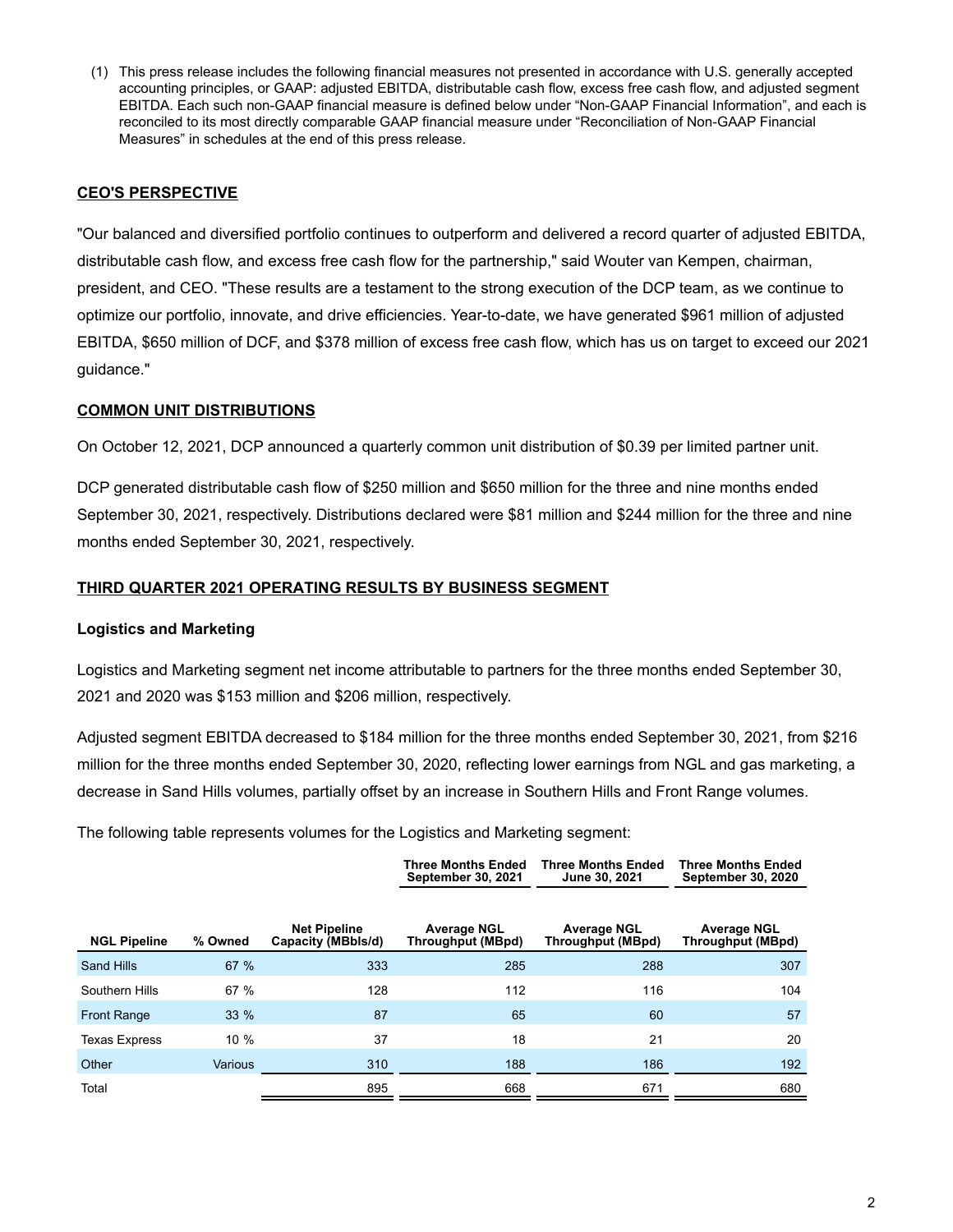(1) This press release includes the following financial measures not presented in accordance with U.S. generally accepted accounting principles, or GAAP: adjusted EBITDA, distributable cash flow, excess free cash flow, and adjusted segment EBITDA. Each such non-GAAP financial measure is defined below under "Non-GAAP Financial Information", and each is reconciled to its most directly comparable GAAP financial measure under "Reconciliation of Non-GAAP Financial Measures" in schedules at the end of this press release.

## CEO'S PERSPECTIVE

"Our balanced and diversified portfolio continues to outperform and delivered a record quarter of adjusted EBITDA, distributable cash flow, and excess free cash flow for the partnership," said Wouter van Kempen, chairman, president, and CEO. "These results are a testament to the strong execution of the DCP team, as we continue to optimize our portfolio, innovate, and drive efficiencies. Year-to-date, we have generated $961 million of adjusted EBITDA, $650 million of DCF, and $378 million of excess free cash flow, which has us on target to exceed our 2021 guidance."

## COMMON UNIT DISTRIBUTIONS

On October 12, 2021, DCP announced a quarterly common unit distribution of $0.39 per limited partner unit.

DCP generated distributable cash flow of $250 million and $650 million for the three and nine months ended September 30, 2021, respectively. Distributions declared were $81 million and $244 million for the three and nine months ended September 30, 2021, respectively.

## THIRD QUARTER 2021 OPERATING RESULTS BY BUSINESS SEGMENT

### Logistics and Marketing

Logistics and Marketing segment net income attributable to partners for the three months ended September 30, 2021 and 2020 was $153 million and $206 million, respectively.

Adjusted segment EBITDA decreased to $184 million for the three months ended September 30, 2021, from $216 million for the three months ended September 30, 2020, reflecting lower earnings from NGL and gas marketing, a decrease in Sand Hills volumes, partially offset by an increase in Southern Hills and Front Range volumes.

The following table represents volumes for the Logistics and Marketing segment:

| | | | Three Months Ended September 30, 2021 | Three Months Ended June 30, 2021 | Three Months Ended September 30, 2020 |
|---|---|---|---|---|---|
| NGL Pipeline | % Owned | Net Pipeline Capacity (MBbls/d) | Average NGL Throughput (MBpd) | Average NGL Throughput (MBpd) | Average NGL Throughput (MBpd) |
| Sand Hills | 67 % | 333 | 285 | 288 | 307 |
| Southern Hills | 67 % | 128 | 112 | 116 | 104 |
| Front Range | 33 % | 87 | 65 | 60 | 57 |
| Texas Express | 10 % | 37 | 18 | 21 | 20 |
| Other | Various | 310 | 188 | 186 | 192 |
| Total | | 895 | 668 | 671 | 680 |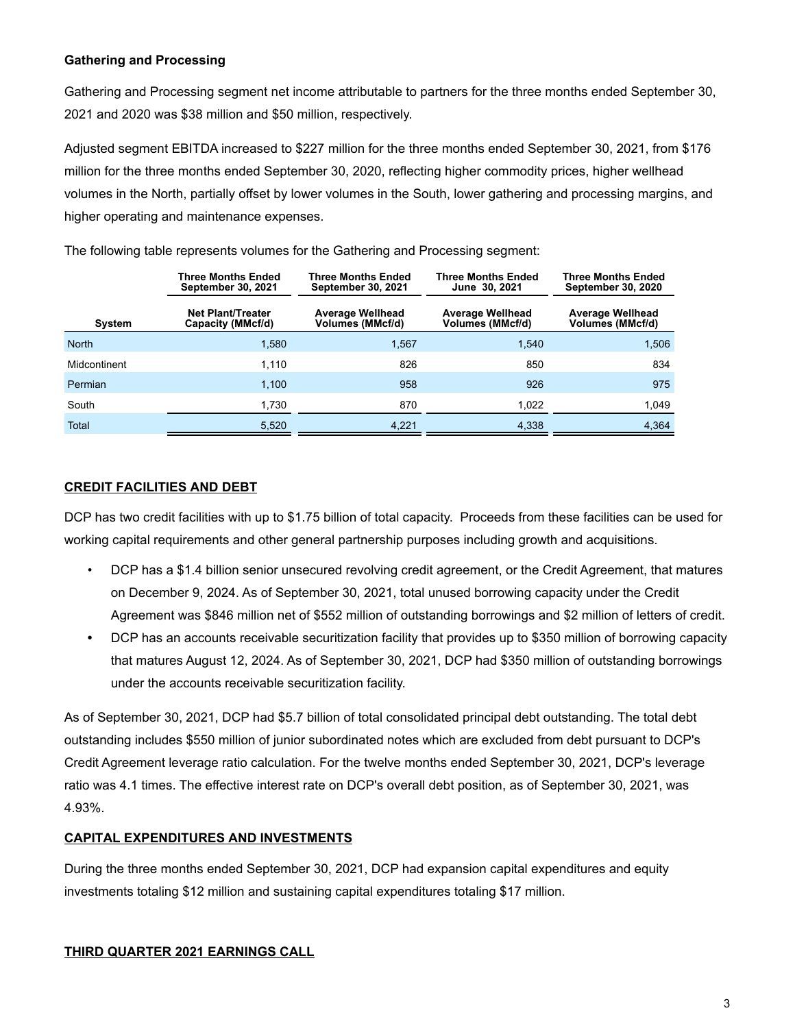### Gathering and Processing

Gathering and Processing segment net income attributable to partners for the three months ended September 30, 2021 and 2020 was $38 million and $50 million, respectively.

Adjusted segment EBITDA increased to $227 million for the three months ended September 30, 2021, from $176 million for the three months ended September 30, 2020, reflecting higher commodity prices, higher wellhead volumes in the North, partially offset by lower volumes in the South, lower gathering and processing margins, and higher operating and maintenance expenses.

The following table represents volumes for the Gathering and Processing segment:

| | Three Months Ended September 30, 2021 | Three Months Ended September 30, 2021 | Three Months Ended June 30, 2021 | Three Months Ended September 30, 2020 |
|---|---|---|---|---|
| **System** | **Net Plant/Treater Capacity (MMcf/d)** | **Average Wellhead Volumes (MMcf/d)** | **Average Wellhead Volumes (MMcf/d)** | **Average Wellhead Volumes (MMcf/d)** |
| North | 1,580 | 1,567 | 1,540 | 1,506 |
| Midcontinent | 1,110 | 826 | 850 | 834 |
| Permian | 1,100 | 958 | 926 | 975 |
| South | 1,730 | 870 | 1,022 | 1,049 |
| Total | 5,520 | 4,221 | 4,338 | 4,364 |

## CREDIT FACILITIES AND DEBT

DCP has two credit facilities with up to $1.75 billion of total capacity. Proceeds from these facilities can be used for working capital requirements and other general partnership purposes including growth and acquisitions.

- DCP has a $1.4 billion senior unsecured revolving credit agreement, or the Credit Agreement, that matures on December 9, 2024. As of September 30, 2021, total unused borrowing capacity under the Credit Agreement was $846 million net of $552 million of outstanding borrowings and $2 million of letters of credit.
- DCP has an accounts receivable securitization facility that provides up to $350 million of borrowing capacity that matures August 12, 2024. As of September 30, 2021, DCP had $350 million of outstanding borrowings under the accounts receivable securitization facility.

As of September 30, 2021, DCP had $5.7 billion of total consolidated principal debt outstanding. The total debt outstanding includes $550 million of junior subordinated notes which are excluded from debt pursuant to DCP's Credit Agreement leverage ratio calculation. For the twelve months ended September 30, 2021, DCP's leverage ratio was 4.1 times. The effective interest rate on DCP's overall debt position, as of September 30, 2021, was 4.93%.

## CAPITAL EXPENDITURES AND INVESTMENTS

During the three months ended September 30, 2021, DCP had expansion capital expenditures and equity investments totaling $12 million and sustaining capital expenditures totaling $17 million.

## THIRD QUARTER 2021 EARNINGS CALL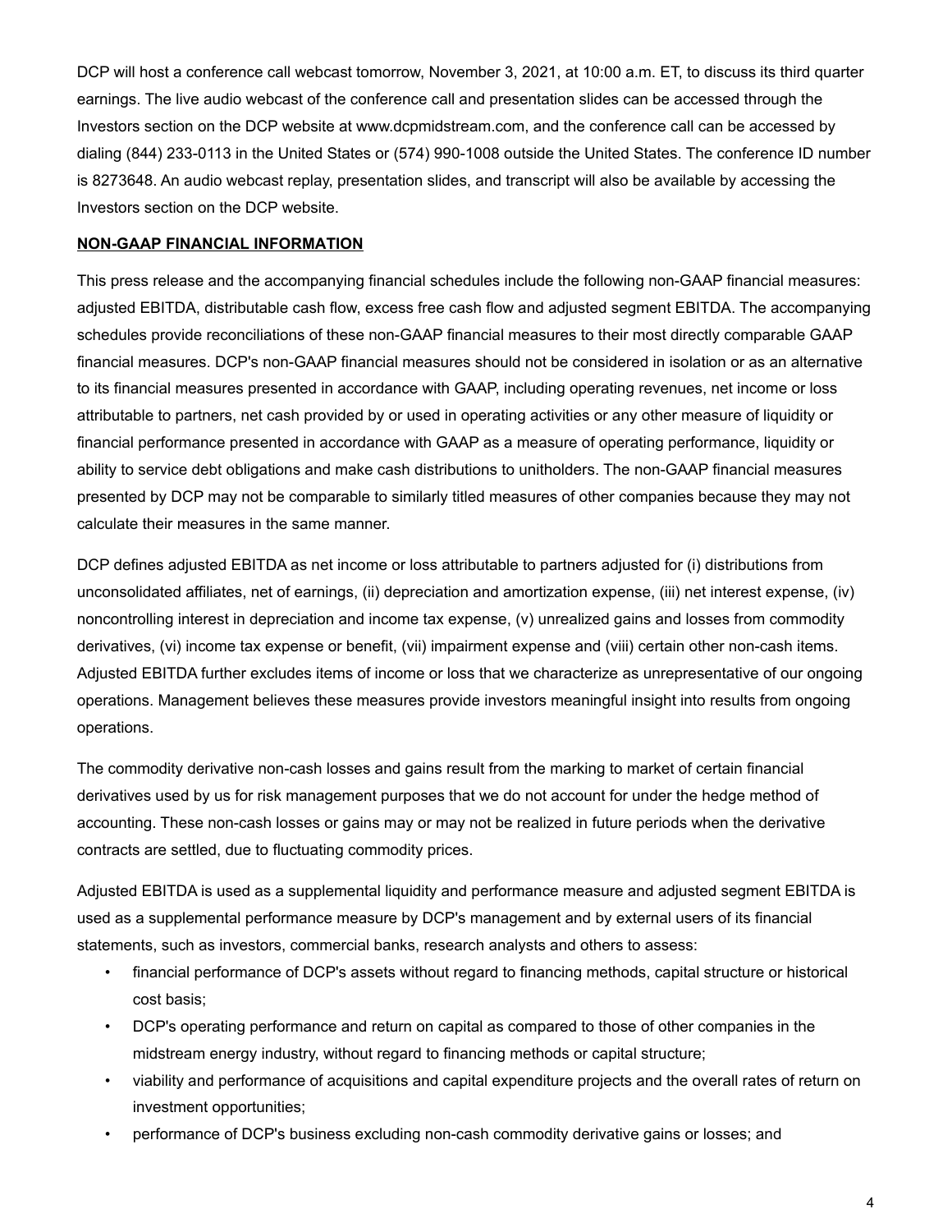DCP will host a conference call webcast tomorrow, November 3, 2021, at 10:00 a.m. ET, to discuss its third quarter earnings. The live audio webcast of the conference call and presentation slides can be accessed through the Investors section on the DCP website at www.dcpmidstream.com, and the conference call can be accessed by dialing (844) 233-0113 in the United States or (574) 990-1008 outside the United States. The conference ID number is 8273648. An audio webcast replay, presentation slides, and transcript will also be available by accessing the Investors section on the DCP website.

**NON-GAAP FINANCIAL INFORMATION**

This press release and the accompanying financial schedules include the following non-GAAP financial measures: adjusted EBITDA, distributable cash flow, excess free cash flow and adjusted segment EBITDA. The accompanying schedules provide reconciliations of these non-GAAP financial measures to their most directly comparable GAAP financial measures. DCP's non-GAAP financial measures should not be considered in isolation or as an alternative to its financial measures presented in accordance with GAAP, including operating revenues, net income or loss attributable to partners, net cash provided by or used in operating activities or any other measure of liquidity or financial performance presented in accordance with GAAP as a measure of operating performance, liquidity or ability to service debt obligations and make cash distributions to unitholders. The non-GAAP financial measures presented by DCP may not be comparable to similarly titled measures of other companies because they may not calculate their measures in the same manner.

DCP defines adjusted EBITDA as net income or loss attributable to partners adjusted for (i) distributions from unconsolidated affiliates, net of earnings, (ii) depreciation and amortization expense, (iii) net interest expense, (iv) noncontrolling interest in depreciation and income tax expense, (v) unrealized gains and losses from commodity derivatives, (vi) income tax expense or benefit, (vii) impairment expense and (viii) certain other non-cash items. Adjusted EBITDA further excludes items of income or loss that we characterize as unrepresentative of our ongoing operations. Management believes these measures provide investors meaningful insight into results from ongoing operations.

The commodity derivative non-cash losses and gains result from the marking to market of certain financial derivatives used by us for risk management purposes that we do not account for under the hedge method of accounting. These non-cash losses or gains may or may not be realized in future periods when the derivative contracts are settled, due to fluctuating commodity prices.

Adjusted EBITDA is used as a supplemental liquidity and performance measure and adjusted segment EBITDA is used as a supplemental performance measure by DCP's management and by external users of its financial statements, such as investors, commercial banks, research analysts and others to assess:

- financial performance of DCP's assets without regard to financing methods, capital structure or historical cost basis;
- DCP's operating performance and return on capital as compared to those of other companies in the midstream energy industry, without regard to financing methods or capital structure;
- viability and performance of acquisitions and capital expenditure projects and the overall rates of return on investment opportunities;
- performance of DCP's business excluding non-cash commodity derivative gains or losses; and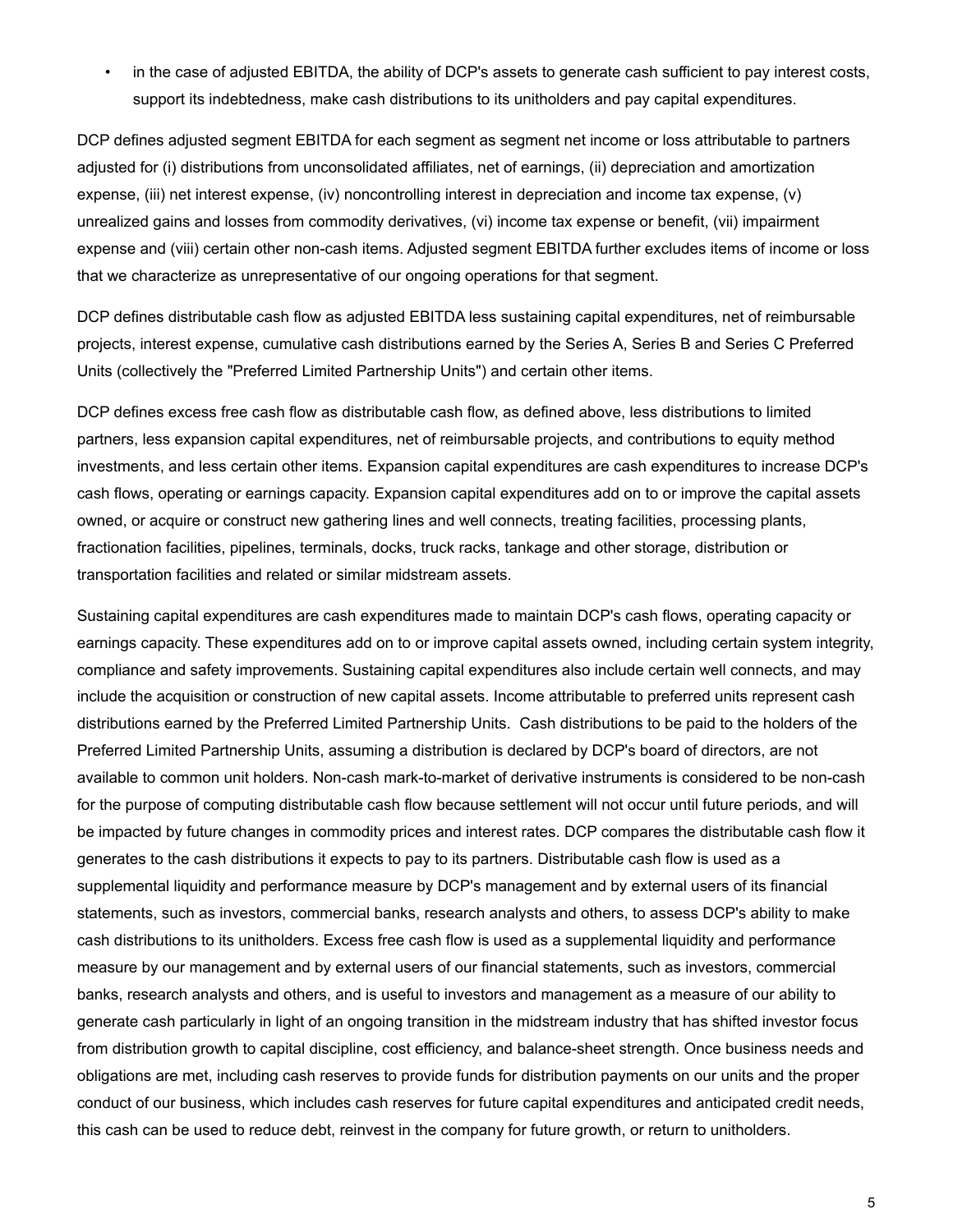- in the case of adjusted EBITDA, the ability of DCP's assets to generate cash sufficient to pay interest costs, support its indebtedness, make cash distributions to its unitholders and pay capital expenditures.

DCP defines adjusted segment EBITDA for each segment as segment net income or loss attributable to partners adjusted for (i) distributions from unconsolidated affiliates, net of earnings, (ii) depreciation and amortization expense, (iii) net interest expense, (iv) noncontrolling interest in depreciation and income tax expense, (v) unrealized gains and losses from commodity derivatives, (vi) income tax expense or benefit, (vii) impairment expense and (viii) certain other non-cash items. Adjusted segment EBITDA further excludes items of income or loss that we characterize as unrepresentative of our ongoing operations for that segment.

DCP defines distributable cash flow as adjusted EBITDA less sustaining capital expenditures, net of reimbursable projects, interest expense, cumulative cash distributions earned by the Series A, Series B and Series C Preferred Units (collectively the "Preferred Limited Partnership Units") and certain other items.

DCP defines excess free cash flow as distributable cash flow, as defined above, less distributions to limited partners, less expansion capital expenditures, net of reimbursable projects, and contributions to equity method investments, and less certain other items. Expansion capital expenditures are cash expenditures to increase DCP's cash flows, operating or earnings capacity. Expansion capital expenditures add on to or improve the capital assets owned, or acquire or construct new gathering lines and well connects, treating facilities, processing plants, fractionation facilities, pipelines, terminals, docks, truck racks, tankage and other storage, distribution or transportation facilities and related or similar midstream assets.

Sustaining capital expenditures are cash expenditures made to maintain DCP's cash flows, operating capacity or earnings capacity. These expenditures add on to or improve capital assets owned, including certain system integrity, compliance and safety improvements. Sustaining capital expenditures also include certain well connects, and may include the acquisition or construction of new capital assets. Income attributable to preferred units represent cash distributions earned by the Preferred Limited Partnership Units. Cash distributions to be paid to the holders of the Preferred Limited Partnership Units, assuming a distribution is declared by DCP's board of directors, are not available to common unit holders. Non-cash mark-to-market of derivative instruments is considered to be non-cash for the purpose of computing distributable cash flow because settlement will not occur until future periods, and will be impacted by future changes in commodity prices and interest rates. DCP compares the distributable cash flow it generates to the cash distributions it expects to pay to its partners. Distributable cash flow is used as a supplemental liquidity and performance measure by DCP's management and by external users of its financial statements, such as investors, commercial banks, research analysts and others, to assess DCP's ability to make cash distributions to its unitholders. Excess free cash flow is used as a supplemental liquidity and performance measure by our management and by external users of our financial statements, such as investors, commercial banks, research analysts and others, and is useful to investors and management as a measure of our ability to generate cash particularly in light of an ongoing transition in the midstream industry that has shifted investor focus from distribution growth to capital discipline, cost efficiency, and balance-sheet strength. Once business needs and obligations are met, including cash reserves to provide funds for distribution payments on our units and the proper conduct of our business, which includes cash reserves for future capital expenditures and anticipated credit needs, this cash can be used to reduce debt, reinvest in the company for future growth, or return to unitholders.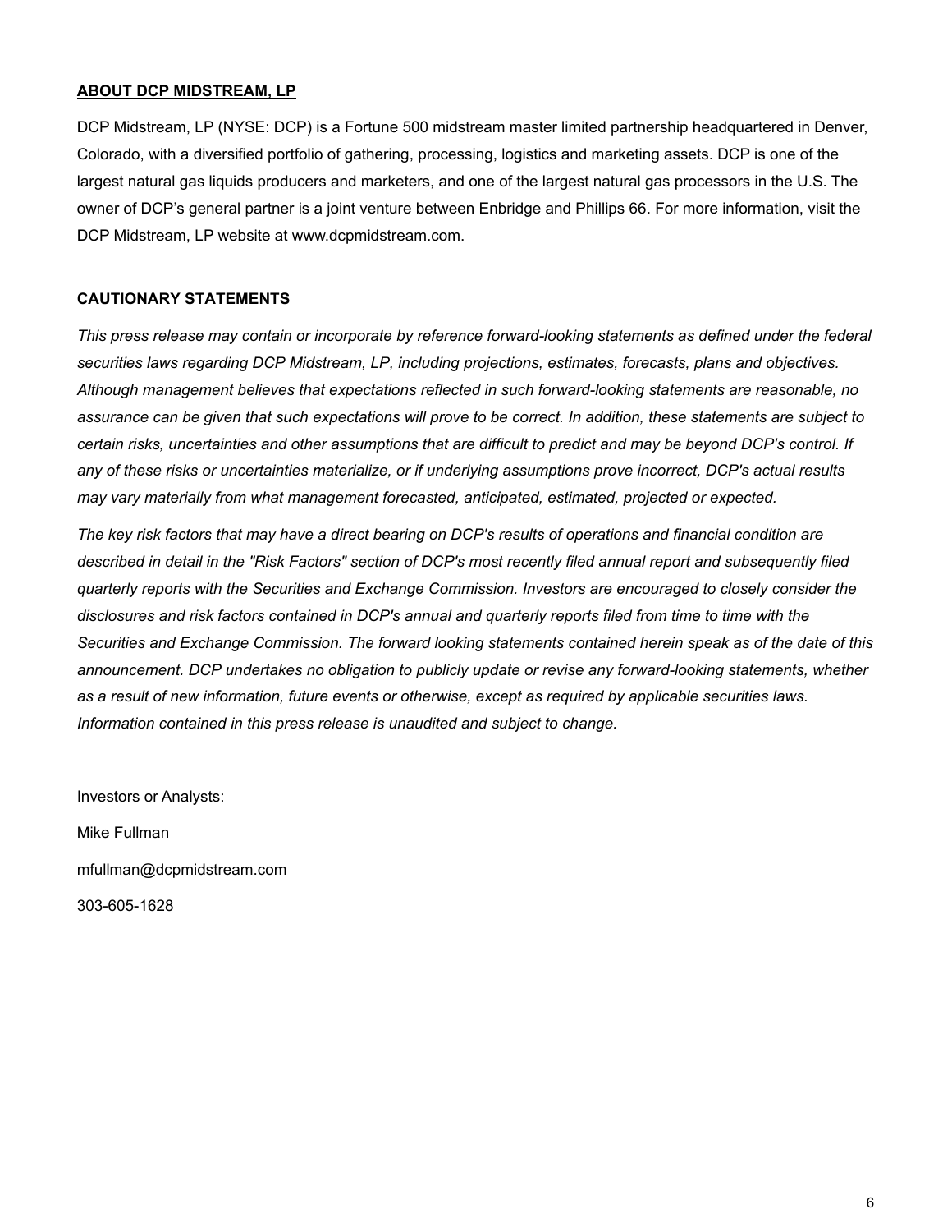## ABOUT DCP MIDSTREAM, LP

DCP Midstream, LP (NYSE: DCP) is a Fortune 500 midstream master limited partnership headquartered in Denver, Colorado, with a diversified portfolio of gathering, processing, logistics and marketing assets. DCP is one of the largest natural gas liquids producers and marketers, and one of the largest natural gas processors in the U.S. The owner of DCP's general partner is a joint venture between Enbridge and Phillips 66. For more information, visit the DCP Midstream, LP website at www.dcpmidstream.com.

## CAUTIONARY STATEMENTS

*This press release may contain or incorporate by reference forward-looking statements as defined under the federal securities laws regarding DCP Midstream, LP, including projections, estimates, forecasts, plans and objectives. Although management believes that expectations reflected in such forward-looking statements are reasonable, no assurance can be given that such expectations will prove to be correct. In addition, these statements are subject to certain risks, uncertainties and other assumptions that are difficult to predict and may be beyond DCP's control. If any of these risks or uncertainties materialize, or if underlying assumptions prove incorrect, DCP's actual results may vary materially from what management forecasted, anticipated, estimated, projected or expected.*

*The key risk factors that may have a direct bearing on DCP's results of operations and financial condition are described in detail in the "Risk Factors" section of DCP's most recently filed annual report and subsequently filed quarterly reports with the Securities and Exchange Commission. Investors are encouraged to closely consider the disclosures and risk factors contained in DCP's annual and quarterly reports filed from time to time with the Securities and Exchange Commission. The forward looking statements contained herein speak as of the date of this announcement. DCP undertakes no obligation to publicly update or revise any forward-looking statements, whether as a result of new information, future events or otherwise, except as required by applicable securities laws. Information contained in this press release is unaudited and subject to change.*

Investors or Analysts:

Mike Fullman

mfullman@dcpmidstream.com

303-605-1628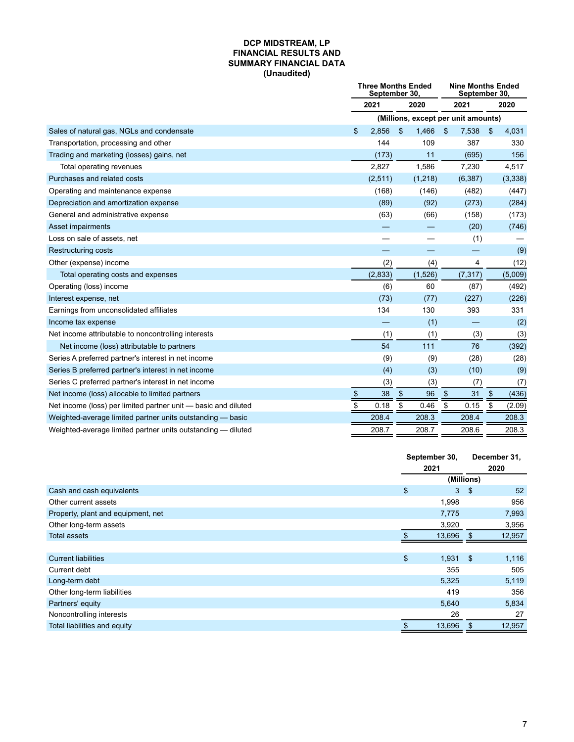# DCP MIDSTREAM, LP
# FINANCIAL RESULTS AND
# SUMMARY FINANCIAL DATA
# (Unaudited)

| | Three Months Ended September 30, | | Nine Months Ended September 30, | |
|---|---|---|---|---|
| | 2021 | 2020 | 2021 | 2020 |
| | (Millions, except per unit amounts) | | | |
| Sales of natural gas, NGLs and condensate | $ 2,856 | $ 1,466 | $ 7,538 | $ 4,031 |
| Transportation, processing and other | 144 | 109 | 387 | 330 |
| Trading and marketing (losses) gains, net | (173) | 11 | (695) | 156 |
| Total operating revenues | 2,827 | 1,586 | 7,230 | 4,517 |
| Purchases and related costs | (2,511) | (1,218) | (6,387) | (3,338) |
| Operating and maintenance expense | (168) | (146) | (482) | (447) |
| Depreciation and amortization expense | (89) | (92) | (273) | (284) |
| General and administrative expense | (63) | (66) | (158) | (173) |
| Asset impairments | — | — | (20) | (746) |
| Loss on sale of assets, net | — | — | (1) | — |
| Restructuring costs | — | — | — | (9) |
| Other (expense) income | (2) | (4) | 4 | (12) |
| Total operating costs and expenses | (2,833) | (1,526) | (7,317) | (5,009) |
| Operating (loss) income | (6) | 60 | (87) | (492) |
| Interest expense, net | (73) | (77) | (227) | (226) |
| Earnings from unconsolidated affiliates | 134 | 130 | 393 | 331 |
| Income tax expense | — | (1) | — | (2) |
| Net income attributable to noncontrolling interests | (1) | (1) | (3) | (3) |
| Net income (loss) attributable to partners | 54 | 111 | 76 | (392) |
| Series A preferred partner's interest in net income | (9) | (9) | (28) | (28) |
| Series B preferred partner's interest in net income | (4) | (3) | (10) | (9) |
| Series C preferred partner's interest in net income | (3) | (3) | (7) | (7) |
| Net income (loss) allocable to limited partners | $ 38 | $ 96 | $ 31 | $ (436) |
| Net income (loss) per limited partner unit — basic and diluted | $ 0.18 | $ 0.46 | $ 0.15 | $ (2.09) |
| Weighted-average limited partner units outstanding — basic | 208.4 | 208.3 | 208.4 | 208.3 |
| Weighted-average limited partner units outstanding — diluted | 208.7 | 208.7 | 208.6 | 208.3 |

| | September 30, 2021 | December 31, 2020 |
|---|---|---|
| | (Millions) | |
| Cash and cash equivalents | $ 3 | $ 52 |
| Other current assets | 1,998 | 956 |
| Property, plant and equipment, net | 7,775 | 7,993 |
| Other long-term assets | 3,920 | 3,956 |
| Total assets | $ 13,696 | $ 12,957 |
| | | |
| Current liabilities | $ 1,931 | $ 1,116 |
| Current debt | 355 | 505 |
| Long-term debt | 5,325 | 5,119 |
| Other long-term liabilities | 419 | 356 |
| Partners' equity | 5,640 | 5,834 |
| Noncontrolling interests | 26 | 27 |
| Total liabilities and equity | $ 13,696 | $ 12,957 |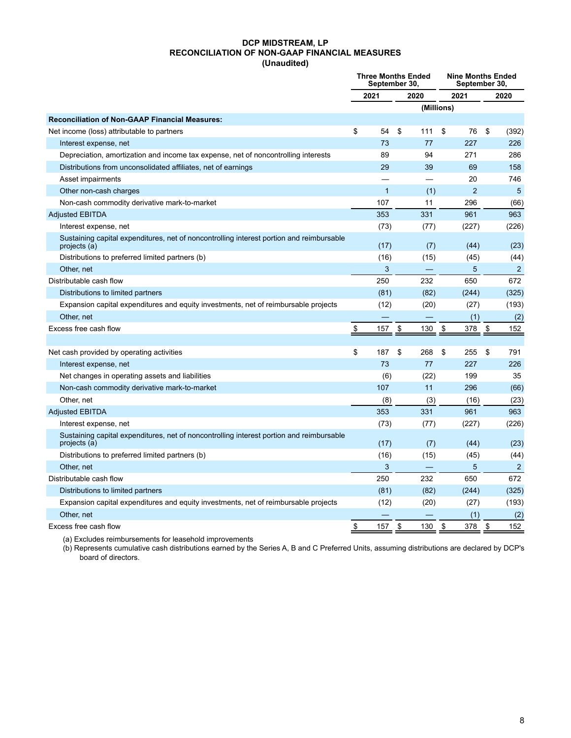**DCP MIDSTREAM, LP**
**RECONCILIATION OF NON-GAAP FINANCIAL MEASURES**
**(Unaudited)**

| | Three Months Ended September 30, | | Nine Months Ended September 30, | |
|---|---|---|---|---|
| | 2021 | 2020 | 2021 | 2020 |
| | (Millions) | | | |
| **Reconciliation of Non-GAAP Financial Measures:** | | | | |
| Net income (loss) attributable to partners | $ 54 | $ 111 | $ 76 | $ (392) |
| Interest expense, net | 73 | 77 | 227 | 226 |
| Depreciation, amortization and income tax expense, net of noncontrolling interests | 89 | 94 | 271 | 286 |
| Distributions from unconsolidated affiliates, net of earnings | 29 | 39 | 69 | 158 |
| Asset impairments | — | — | 20 | 746 |
| Other non-cash charges | 1 | (1) | 2 | 5 |
| Non-cash commodity derivative mark-to-market | 107 | 11 | 296 | (66) |
| Adjusted EBITDA | 353 | 331 | 961 | 963 |
| Interest expense, net | (73) | (77) | (227) | (226) |
| Sustaining capital expenditures, net of noncontrolling interest portion and reimbursable projects (a) | (17) | (7) | (44) | (23) |
| Distributions to preferred limited partners (b) | (16) | (15) | (45) | (44) |
| Other, net | 3 | — | 5 | 2 |
| Distributable cash flow | 250 | 232 | 650 | 672 |
| Distributions to limited partners | (81) | (82) | (244) | (325) |
| Expansion capital expenditures and equity investments, net of reimbursable projects | (12) | (20) | (27) | (193) |
| Other, net | — | — | (1) | (2) |
| Excess free cash flow | $ 157 | $ 130 | $ 378 | $ 152 |
| | | | | |
| Net cash provided by operating activities | $ 187 | $ 268 | $ 255 | $ 791 |
| Interest expense, net | 73 | 77 | 227 | 226 |
| Net changes in operating assets and liabilities | (6) | (22) | 199 | 35 |
| Non-cash commodity derivative mark-to-market | 107 | 11 | 296 | (66) |
| Other, net | (8) | (3) | (16) | (23) |
| Adjusted EBITDA | 353 | 331 | 961 | 963 |
| Interest expense, net | (73) | (77) | (227) | (226) |
| Sustaining capital expenditures, net of noncontrolling interest portion and reimbursable projects (a) | (17) | (7) | (44) | (23) |
| Distributions to preferred limited partners (b) | (16) | (15) | (45) | (44) |
| Other, net | 3 | — | 5 | 2 |
| Distributable cash flow | 250 | 232 | 650 | 672 |
| Distributions to limited partners | (81) | (82) | (244) | (325) |
| Expansion capital expenditures and equity investments, net of reimbursable projects | (12) | (20) | (27) | (193) |
| Other, net | — | — | (1) | (2) |
| Excess free cash flow | $ 157 | $ 130 | $ 378 | $ 152 |

(a) Excludes reimbursements for leasehold improvements

(b) Represents cumulative cash distributions earned by the Series A, B and C Preferred Units, assuming distributions are declared by DCP's board of directors.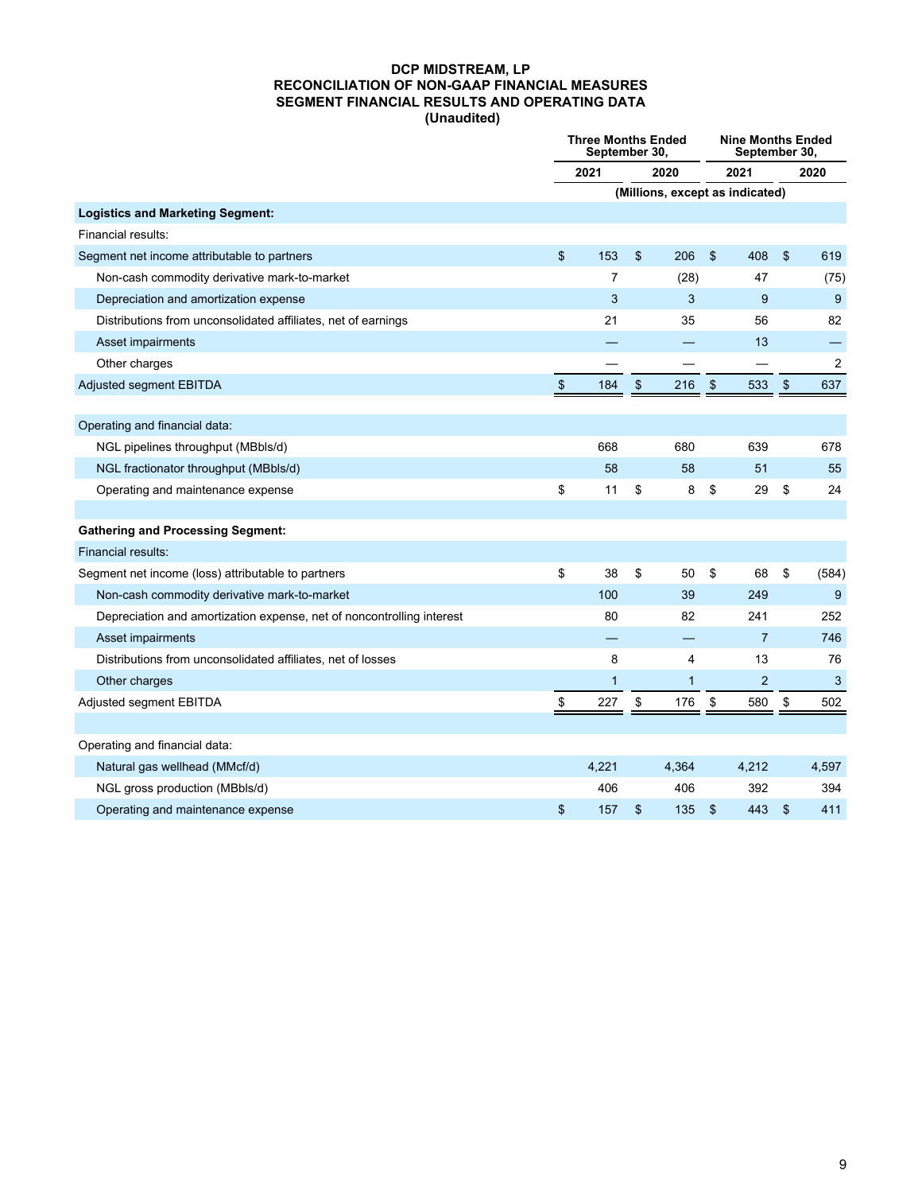# DCP MIDSTREAM, LP
## RECONCILIATION OF NON-GAAP FINANCIAL MEASURES
## SEGMENT FINANCIAL RESULTS AND OPERATING DATA
## (Unaudited)

| | Three Months Ended September 30, | | Nine Months Ended September 30, | |
|---|---|---|---|---|
| | 2021 | 2020 | 2021 | 2020 |
| | (Millions, except as indicated) | | | |
| **Logistics and Marketing Segment:** | | | | |
| Financial results: | | | | |
| Segment net income attributable to partners | $ 153 | $ 206 | $ 408 | $ 619 |
| Non-cash commodity derivative mark-to-market | 7 | (28) | 47 | (75) |
| Depreciation and amortization expense | 3 | 3 | 9 | 9 |
| Distributions from unconsolidated affiliates, net of earnings | 21 | 35 | 56 | 82 |
| Asset impairments | — | — | 13 | — |
| Other charges | — | — | — | 2 |
| Adjusted segment EBITDA | $ 184 | $ 216 | $ 533 | $ 637 |
| Operating and financial data: | | | | |
| NGL pipelines throughput (MBbls/d) | 668 | 680 | 639 | 678 |
| NGL fractionator throughput (MBbls/d) | 58 | 58 | 51 | 55 |
| Operating and maintenance expense | $ 11 | $ 8 | $ 29 | $ 24 |
| **Gathering and Processing Segment:** | | | | |
| Financial results: | | | | |
| Segment net income (loss) attributable to partners | $ 38 | $ 50 | $ 68 | $ (584) |
| Non-cash commodity derivative mark-to-market | 100 | 39 | 249 | 9 |
| Depreciation and amortization expense, net of noncontrolling interest | 80 | 82 | 241 | 252 |
| Asset impairments | — | — | 7 | 746 |
| Distributions from unconsolidated affiliates, net of losses | 8 | 4 | 13 | 76 |
| Other charges | 1 | 1 | 2 | 3 |
| Adjusted segment EBITDA | $ 227 | $ 176 | $ 580 | $ 502 |
| Operating and financial data: | | | | |
| Natural gas wellhead (MMcf/d) | 4,221 | 4,364 | 4,212 | 4,597 |
| NGL gross production (MBbls/d) | 406 | 406 | 392 | 394 |
| Operating and maintenance expense | $ 157 | $ 135 | $ 443 | $ 411 |